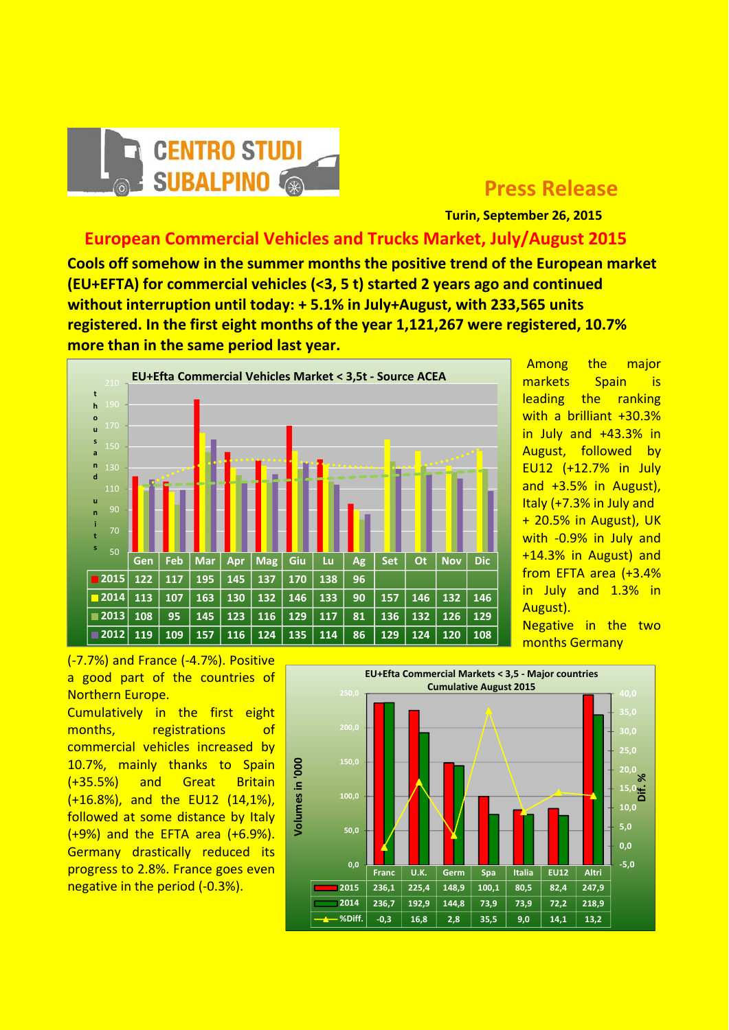CENTRO STUDI SUBALPINO

## Press Release

**Turin, September 26, 2015**

# European Commercial Vehicles and Trucks Market, July/August 2015

**Cools off somehow in the summer months the positive trend of the European market (EU+EFTA) for commercial vehicles (<3, 5 t) started 2 years ago and continued without interruption until today: + 5.1% in July+August, with 233,565 units registered. In the first eight months of the year 1,121,267 were registered, 10.7% more than in the same period last year.**

**EU+Efta Commercial Vehicles Market < 3,5t - Source ACEA** (thousand units)

| | Gen | Feb | Mar | Apr | Mag | Giu | Lu | Ag | Set | Ot | Nov | Dic |
|---|---|---|---|---|---|---|---|---|---|---|---|---|
| 2015 | 122 | 117 | 195 | 145 | 137 | 170 | 138 | 96 | | | | |
| 2014 | 113 | 107 | 163 | 130 | 132 | 146 | 133 | 90 | 157 | 146 | 132 | 146 |
| 2013 | 108 | 95 | 145 | 123 | 116 | 129 | 117 | 81 | 136 | 132 | 126 | 129 |
| 2012 | 119 | 109 | 157 | 116 | 124 | 135 | 114 | 86 | 129 | 124 | 120 | 108 |

Among the major markets Spain is leading the ranking with a brilliant +30.3% in July and +43.3% in August, followed by EU12 (+12.7% in July and +3.5% in August), Italy (+7.3% in July and + 20.5% in August), UK with -0.9% in July and +14.3% in August) and from EFTA area (+3.4% in July and 1.3% in August).

Negative in the two months Germany (-7.7%) and France (-4.7%). Positive a good part of the countries of Northern Europe.

Cumulatively in the first eight months, registrations of commercial vehicles increased by 10.7%, mainly thanks to Spain (+35.5%) and Great Britain (+16.8%), and the EU12 (14,1%), followed at some distance by Italy (+9%) and the EFTA area (+6.9%). Germany drastically reduced its progress to 2.8%. France goes even negative in the period (-0.3%).

**EU+Efta Commercial Markets < 3,5 - Major countries Cumulative August 2015** (Volumes in '000)

| | Franc | U.K. | Germ | Spa | Italia | EU12 | Altri |
|---|---|---|---|---|---|---|---|
| 2015 | 236,1 | 225,4 | 148,9 | 100,1 | 80,5 | 82,4 | 247,9 |
| 2014 | 236,7 | 192,9 | 144,8 | 73,9 | 73,9 | 72,2 | 218,9 |
| %Diff. | -0,3 | 16,8 | 2,8 | 35,5 | 9,0 | 14,1 | 13,2 |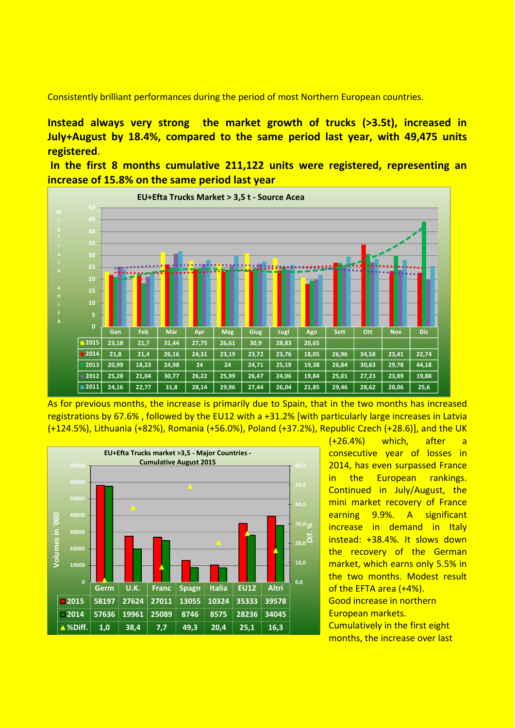Consistently brilliant performances during the period of most Northern European countries.

**Instead always very strong the market growth of trucks (>3.5t), increased in July+August by 18.4%, compared to the same period last year, with 49,475 units registered**.

**In the first 8 months cumulative 211,122 units were registered, representing an increase of 15.8% on the same period last year**

**EU+Efta Trucks Market > 3,5 t - Source Acea**

| | Gen | Feb | Mar | Apr | Mag | Giug | Lugl | Ago | Sett | Ott | Nov | Dic |
|---|---|---|---|---|---|---|---|---|---|---|---|---|
| 2015 | 23,18 | 21,7 | 31,44 | 27,75 | 26,61 | 30,9 | 28,83 | 20,65 | | | | |
| 2014 | 21,8 | 21,4 | 26,16 | 24,31 | 23,19 | 23,72 | 23,76 | 18,05 | 26,96 | 34,58 | 23,41 | 22,74 |
| 2013 | 20,99 | 18,23 | 24,98 | 24 | 24 | 24,71 | 25,19 | 19,38 | 26,84 | 30,63 | 29,78 | 44,18 |
| 2012 | 25,28 | 21,04 | 30,77 | 26,22 | 25,99 | 26,47 | 24,06 | 19,84 | 25,01 | 27,23 | 23,89 | 19,88 |
| 2011 | 24,16 | 22,77 | 31,8 | 28,14 | 29,96 | 27,44 | 26,04 | 21,85 | 29,46 | 28,62 | 28,06 | 25,6 |

As for previous months, the increase is primarily due to Spain, that in the two months has increased registrations by 67.6% , followed by the EU12 with a +31.2% [with particularly large increases in Latvia (+124.5%), Lithuania (+82%), Romania (+56.0%), Poland (+37.2%), Republic Czech (+28.6)], and the UK (+26.4%) which, after a consecutive year of losses in 2014, has even surpassed France in the European rankings. Continued in July/August, the mini market recovery of France earning 9.9%. A significant increase in demand in Italy instead: +38.4%. It slows down the recovery of the German market, which earns only 5.5% in the two months. Modest result of the EFTA area (+4%).

Good increase in northern European markets.

Cumulatively in the first eight months, the increase over last

**EU+Efta Trucks market >3,5 - Major Countries - Cumulative August 2015**

| | Germ | U.K. | Franc | Spagn | Italia | EU12 | Altri |
|---|---|---|---|---|---|---|---|
| 2015 | 58197 | 27624 | 27011 | 13055 | 10324 | 35333 | 39578 |
| 2014 | 57636 | 19961 | 25089 | 8746 | 8575 | 28236 | 34045 |
| %Diff. | 1,0 | 38,4 | 7,7 | 49,3 | 20,4 | 25,1 | 16,3 |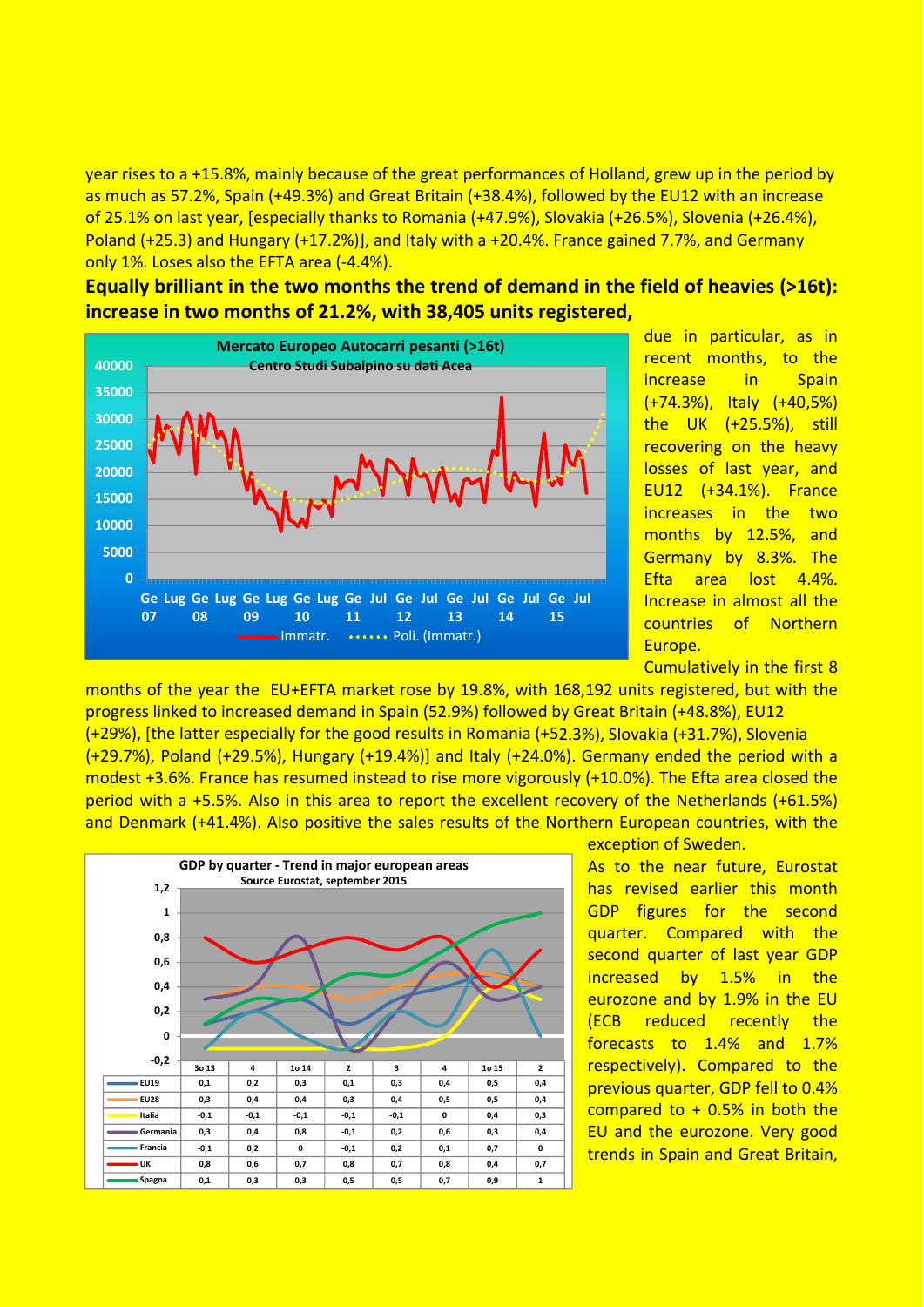year rises to a +15.8%, mainly because of the great performances of Holland, grew up in the period by as much as 57.2%, Spain (+49.3%) and Great Britain (+38.4%), followed by the EU12 with an increase of 25.1% on last year, [especially thanks to Romania (+47.9%), Slovakia (+26.5%), Slovenia (+26.4%), Poland (+25.3) and Hungary (+17.2%)], and Italy with a +20.4%. France gained 7.7%, and Germany only 1%. Loses also the EFTA area (-4.4%).

**Equally brilliant in the two months the trend of demand in the field of heavies (>16t): increase in two months of 21.2%, with 38,405 units registered,**

Mercato Europeo Autocarri pesanti (>16t)
Centro Studi Subalpino su dati Acea

due in particular, as in recent months, to the increase in Spain (+74.3%), Italy (+40,5%) the UK (+25.5%), still recovering on the heavy losses of last year, and EU12 (+34.1%). France increases in the two months by 12.5%, and Germany by 8.3%. The Efta area lost 4.4%. Increase in almost all the countries of Northern Europe.

Cumulatively in the first 8 months of the year the EU+EFTA market rose by 19.8%, with 168,192 units registered, but with the progress linked to increased demand in Spain (52.9%) followed by Great Britain (+48.8%), EU12 (+29%), [the latter especially for the good results in Romania (+52.3%), Slovakia (+31.7%), Slovenia (+29.7%), Poland (+29.5%), Hungary (+19.4%)] and Italy (+24.0%). Germany ended the period with a modest +3.6%. France has resumed instead to rise more vigorously (+10.0%). The Efta area closed the period with a +5.5%. Also in this area to report the excellent recovery of the Netherlands (+61.5%) and Denmark (+41.4%). Also positive the sales results of the Northern European countries, with the exception of Sweden.

GDP by quarter - Trend in major european areas
Source Eurostat, september 2015

| | 3o 13 | 4 | 1o 14 | 2 | 3 | 4 | 1o 15 | 2 |
|---|---|---|---|---|---|---|---|---|
| EU19 | 0,1 | 0,2 | 0,3 | 0,1 | 0,3 | 0,4 | 0,5 | 0,4 |
| EU28 | 0,3 | 0,4 | 0,4 | 0,3 | 0,4 | 0,5 | 0,5 | 0,4 |
| Italia | -0,1 | -0,1 | -0,1 | -0,1 | -0,1 | 0 | 0,4 | 0,3 |
| Germania | 0,3 | 0,4 | 0,8 | -0,1 | 0,2 | 0,6 | 0,3 | 0,4 |
| Francia | -0,1 | 0,2 | 0 | -0,1 | 0,2 | 0,1 | 0,7 | 0 |
| UK | 0,8 | 0,6 | 0,7 | 0,8 | 0,7 | 0,8 | 0,4 | 0,7 |
| Spagna | 0,1 | 0,3 | 0,3 | 0,5 | 0,5 | 0,7 | 0,9 | 1 |

As to the near future, Eurostat has revised earlier this month GDP figures for the second quarter. Compared with the second quarter of last year GDP increased by 1.5% in the eurozone and by 1.9% in the EU (ECB reduced recently the forecasts to 1.4% and 1.7% respectively). Compared to the previous quarter, GDP fell to 0.4% compared to + 0.5% in both the EU and the eurozone. Very good trends in Spain and Great Britain,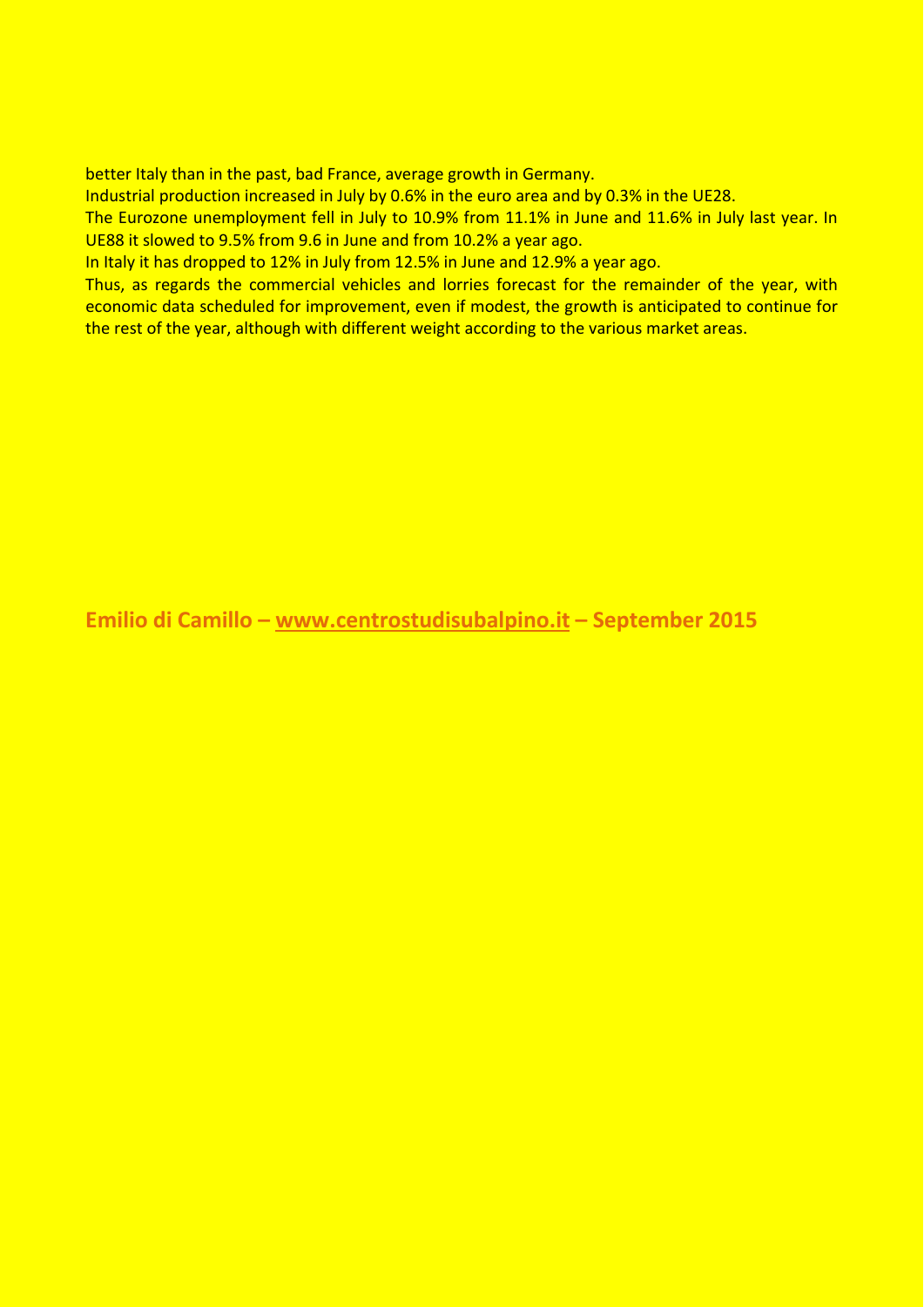better Italy than in the past, bad France, average growth in Germany.

Industrial production increased in July by 0.6% in the euro area and by 0.3% in the UE28.

The Eurozone unemployment fell in July to 10.9% from 11.1% in June and 11.6% in July last year. In UE88 it slowed to 9.5% from 9.6 in June and from 10.2% a year ago.

In Italy it has dropped to 12% in July from 12.5% in June and 12.9% a year ago.

Thus, as regards the commercial vehicles and lorries forecast for the remainder of the year, with economic data scheduled for improvement, even if modest, the growth is anticipated to continue for the rest of the year, although with different weight according to the various market areas.

**Emilio di Camillo – www.centrostudisubalpino.it – September 2015**